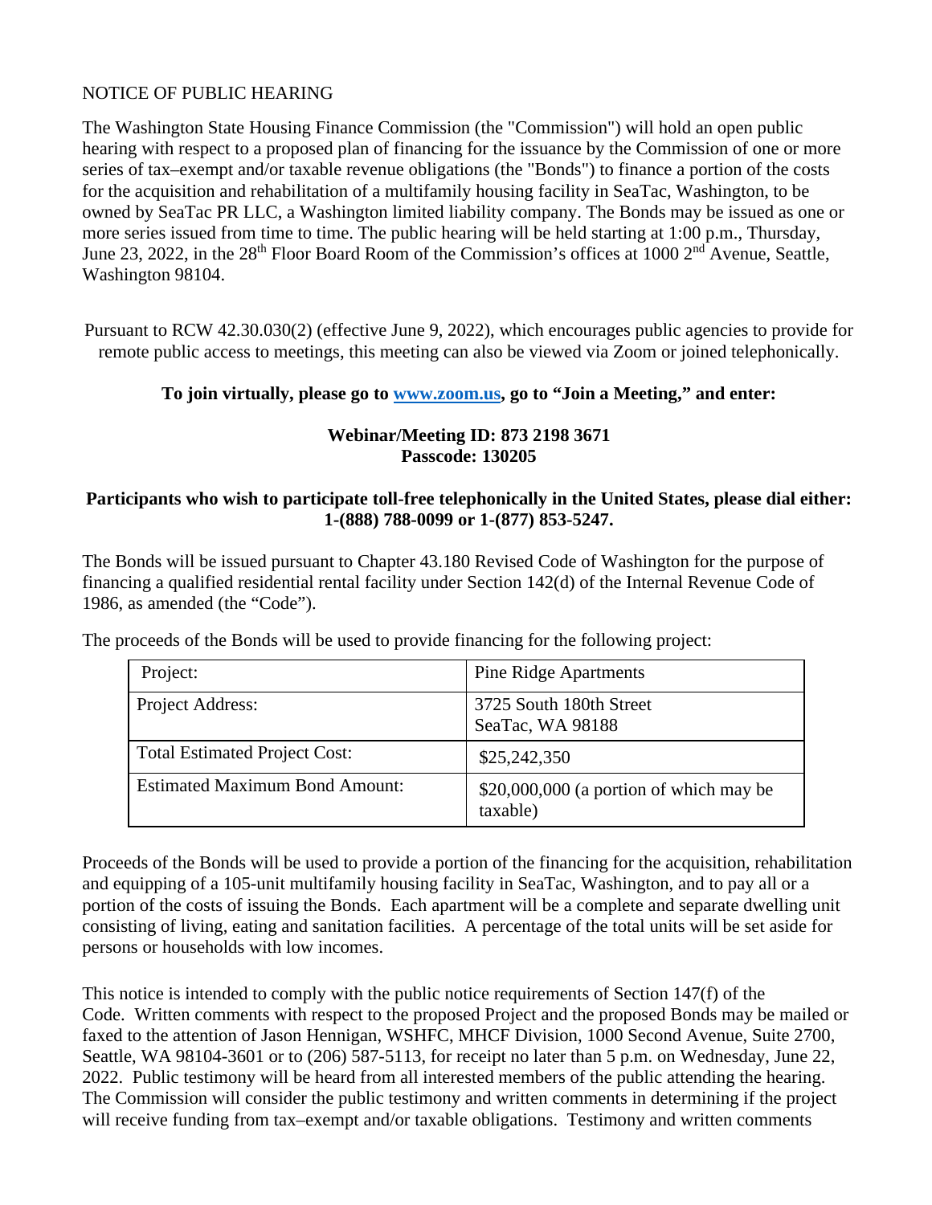NOTICE OF PUBLIC HEARING

The Washington State Housing Finance Commission (the "Commission") will hold an open public hearing with respect to a proposed plan of financing for the issuance by the Commission of one or more series of tax–exempt and/or taxable revenue obligations (the "Bonds") to finance a portion of the costs for the acquisition and rehabilitation of a multifamily housing facility in SeaTac, Washington, to be owned by SeaTac PR LLC, a Washington limited liability company. The Bonds may be issued as one or more series issued from time to time. The public hearing will be held starting at 1:00 p.m., Thursday, June 23, 2022, in the 28th Floor Board Room of the Commission's offices at 1000 2nd Avenue, Seattle, Washington 98104.

Pursuant to RCW 42.30.030(2) (effective June 9, 2022), which encourages public agencies to provide for remote public access to meetings, this meeting can also be viewed via Zoom or joined telephonically.

**To join virtually, please go to www.zoom.us, go to "Join a Meeting," and enter:**

**Webinar/Meeting ID: 873 2198 3671**
**Passcode: 130205**

**Participants who wish to participate toll-free telephonically in the United States, please dial either: 1-(888) 788-0099 or 1-(877) 853-5247.**

The Bonds will be issued pursuant to Chapter 43.180 Revised Code of Washington for the purpose of financing a qualified residential rental facility under Section 142(d) of the Internal Revenue Code of 1986, as amended (the "Code").

The proceeds of the Bonds will be used to provide financing for the following project:

| Project: | Pine Ridge Apartments |
|---|---|
| Project Address: | 3725 South 180th Street<br>SeaTac, WA 98188 |
| Total Estimated Project Cost: | $25,242,350 |
| Estimated Maximum Bond Amount: | $20,000,000 (a portion of which may be taxable) |

Proceeds of the Bonds will be used to provide a portion of the financing for the acquisition, rehabilitation and equipping of a 105-unit multifamily housing facility in SeaTac, Washington, and to pay all or a portion of the costs of issuing the Bonds. Each apartment will be a complete and separate dwelling unit consisting of living, eating and sanitation facilities. A percentage of the total units will be set aside for persons or households with low incomes.

This notice is intended to comply with the public notice requirements of Section 147(f) of the Code. Written comments with respect to the proposed Project and the proposed Bonds may be mailed or faxed to the attention of Jason Hennigan, WSHFC, MHCF Division, 1000 Second Avenue, Suite 2700, Seattle, WA 98104-3601 or to (206) 587-5113, for receipt no later than 5 p.m. on Wednesday, June 22, 2022. Public testimony will be heard from all interested members of the public attending the hearing. The Commission will consider the public testimony and written comments in determining if the project will receive funding from tax–exempt and/or taxable obligations. Testimony and written comments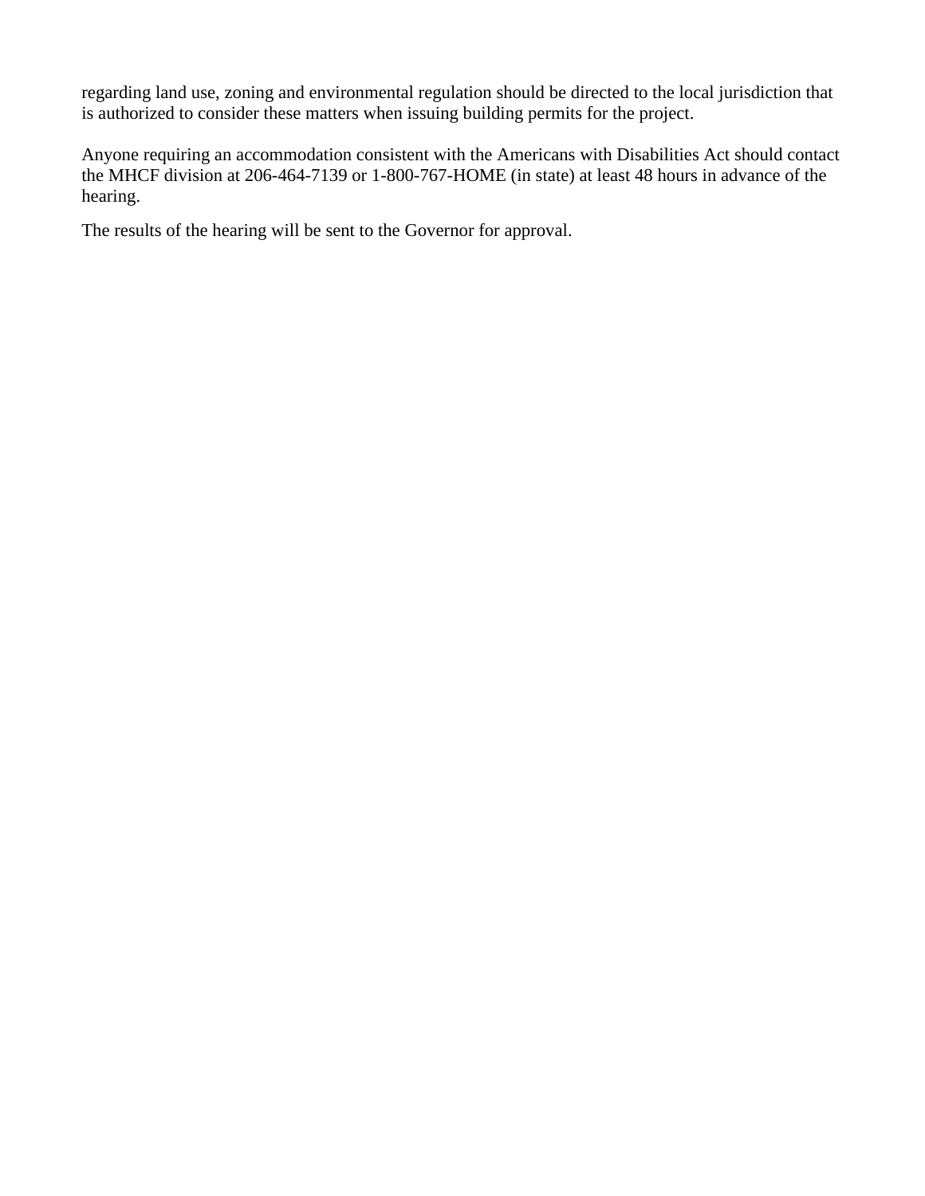regarding land use, zoning and environmental regulation should be directed to the local jurisdiction that is authorized to consider these matters when issuing building permits for the project.

Anyone requiring an accommodation consistent with the Americans with Disabilities Act should contact the MHCF division at 206-464-7139 or 1-800-767-HOME (in state) at least 48 hours in advance of the hearing.

The results of the hearing will be sent to the Governor for approval.